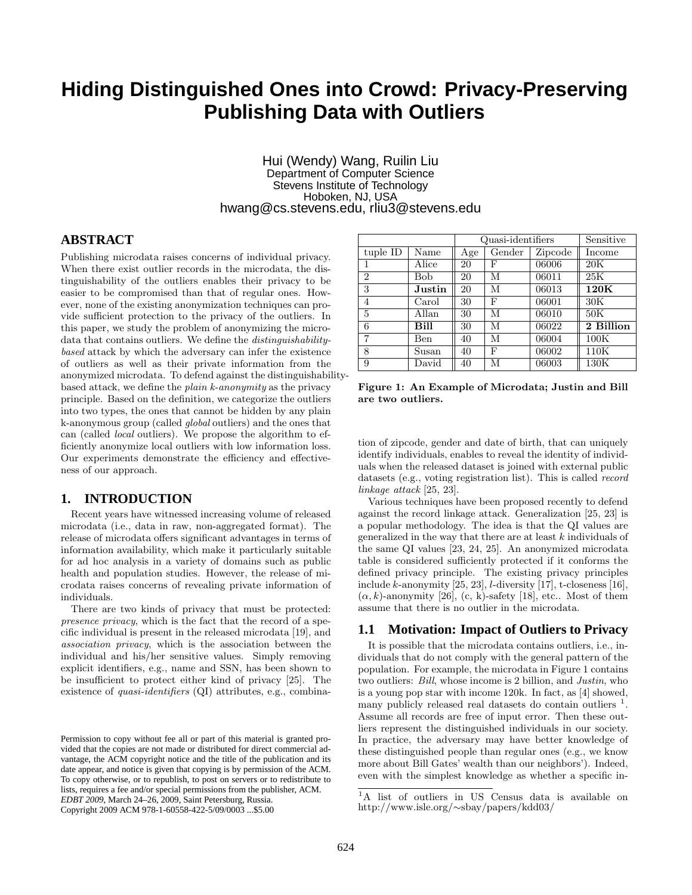# Hiding Distinguished Ones into Crowd: Privacy-Preserving Publishing Data with Outliers

Hui (Wendy) Wang, Ruilin Liu
Department of Computer Science
Stevens Institute of Technology
Hoboken, NJ, USA
hwang@cs.stevens.edu, rliu3@stevens.edu

## ABSTRACT

Publishing microdata raises concerns of individual privacy. When there exist outlier records in the microdata, the distinguishability of the outliers enables their privacy to be easier to be compromised than that of regular ones. However, none of the existing anonymization techniques can provide sufficient protection to the privacy of the outliers. In this paper, we study the problem of anonymizing the microdata that contains outliers. We define the *distinguishability-based* attack by which the adversary can infer the existence of outliers as well as their private information from the anonymized microdata. To defend against the distinguishability-based attack, we define the *plain k-anonymity* as the privacy principle. Based on the definition, we categorize the outliers into two types, the ones that cannot be hidden by any plain k-anonymous group (called *global* outliers) and the ones that can (called *local* outliers). We propose the algorithm to efficiently anonymize local outliers with low information loss. Our experiments demonstrate the efficiency and effectiveness of our approach.

## 1. INTRODUCTION

Recent years have witnessed increasing volume of released microdata (i.e., data in raw, non-aggregated format). The release of microdata offers significant advantages in terms of information availability, which make it particularly suitable for ad hoc analysis in a variety of domains such as public health and population studies. However, the release of microdata raises concerns of revealing private information of individuals.

There are two kinds of privacy that must be protected: *presence privacy*, which is the fact that the record of a specific individual is present in the released microdata [19], and *association privacy*, which is the association between the individual and his/her sensitive values. Simply removing explicit identifiers, e.g., name and SSN, has been shown to be insufficient to protect either kind of privacy [25]. The existence of *quasi-identifiers* (QI) attributes, e.g., combination of zipcode, gender and date of birth, that can uniquely identify individuals, enables to reveal the identity of individuals when the released dataset is joined with external public datasets (e.g., voting registration list). This is called *record linkage attack* [25, 23].

| | | Quasi-identifiers | | | Sensitive |
|---|---|---|---|---|---|
| tuple ID | Name | Age | Gender | Zipcode | Income |
| 1 | Alice | 20 | F | 06006 | 20K |
| 2 | Bob | 20 | M | 06011 | 25K |
| 3 | **Justin** | 20 | M | 06013 | **120K** |
| 4 | Carol | 30 | F | 06001 | 30K |
| 5 | Allan | 30 | M | 06010 | 50K |
| 6 | **Bill** | 30 | M | 06022 | **2 Billion** |
| 7 | Ben | 40 | M | 06004 | 100K |
| 8 | Susan | 40 | F | 06002 | 110K |
| 9 | David | 40 | M | 06003 | 130K |

**Figure 1: An Example of Microdata; Justin and Bill are two outliers.**

Various techniques have been proposed recently to defend against the record linkage attack. Generalization [25, 23] is a popular methodology. The idea is that the QI values are generalized in the way that there are at least $k$ individuals of the same QI values [23, 24, 25]. An anonymized microdata table is considered sufficiently protected if it conforms the defined privacy principle. The existing privacy principles include $k$-anonymity [25, 23], $l$-diversity [17], t-closeness [16], $(\alpha, k)$-anonymity [26], (c, k)-safety [18], etc.. Most of them assume that there is no outlier in the microdata.

### 1.1 Motivation: Impact of Outliers to Privacy

It is possible that the microdata contains outliers, i.e., individuals that do not comply with the general pattern of the population. For example, the microdata in Figure 1 contains two outliers: *Bill*, whose income is 2 billion, and *Justin*, who is a young pop star with income 120k. In fact, as [4] showed, many publicly released real datasets do contain outliers [1]. Assume all records are free of input error. Then these outliers represent the distinguished individuals in our society. In practice, the adversary may have better knowledge of these distinguished people than regular ones (e.g., we know more about Bill Gates' wealth than our neighbors'). Indeed, even with the simplest knowledge as whether a specific in-

[1] A list of outliers in US Census data is available on http://www.isle.org/∼sbay/papers/kdd03/

Permission to copy without fee all or part of this material is granted provided that the copies are not made or distributed for direct commercial advantage, the ACM copyright notice and the title of the publication and its date appear, and notice is given that copying is by permission of the ACM. To copy otherwise, or to republish, to post on servers or to redistribute to lists, requires a fee and/or special permissions from the publisher, ACM.
*EDBT 2009*, March 24–26, 2009, Saint Petersburg, Russia.
Copyright 2009 ACM 978-1-60558-422-5/09/0003 ...$5.00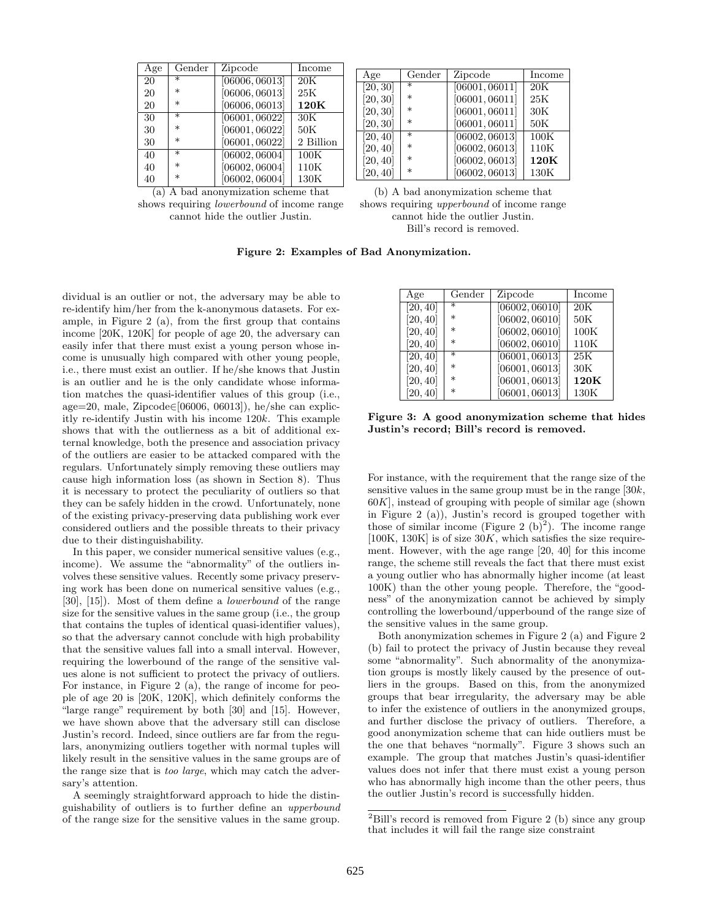| Age | Gender | Zipcode | Income |
|---|---|---|---|
| 20 | * | [06006, 06013] | 20K |
| 20 | * | [06006, 06013] | 25K |
| 20 | * | [06006, 06013] | **120K** |
| 30 | * | [06001, 06022] | 30K |
| 30 | * | [06001, 06022] | 50K |
| 30 | * | [06001, 06022] | 2 Billion |
| 40 | * | [06002, 06004] | 100K |
| 40 | * | [06002, 06004] | 110K |
| 40 | * | [06002, 06004] | 130K |

(a) A bad anonymization scheme that shows requiring *lowerbound* of income range cannot hide the outlier Justin.

| Age | Gender | Zipcode | Income |
|---|---|---|---|
| [20, 30] | * | [06001, 06011] | 20K |
| [20, 30] | * | [06001, 06011] | 25K |
| [20, 30] | * | [06001, 06011] | 30K |
| [20, 30] | * | [06001, 06011] | 50K |
| [20, 40] | * | [06002, 06013] | 100K |
| [20, 40] | * | [06002, 06013] | 110K |
| [20, 40] | * | [06002, 06013] | **120K** |
| [20, 40] | * | [06002, 06013] | 130K |

(b) A bad anonymization scheme that shows requiring *upperbound* of income range cannot hide the outlier Justin. Bill's record is removed.

**Figure 2: Examples of Bad Anonymization.**

dividual is an outlier or not, the adversary may be able to re-identify him/her from the k-anonymous datasets. For example, in Figure 2 (a), from the first group that contains income [20K, 120K] for people of age 20, the adversary can easily infer that there must exist a young person whose income is unusually high compared with other young people, i.e., there must exist an outlier. If he/she knows that Justin is an outlier and he is the only candidate whose information matches the quasi-identifier values of this group (i.e., age=20, male, Zipcode∈[06006, 06013]), he/she can explicitly re-identify Justin with his income $120k$. This example shows that with the outlierness as a bit of additional external knowledge, both the presence and association privacy of the outliers are easier to be attacked compared with the regulars. Unfortunately simply removing these outliers may cause high information loss (as shown in Section 8). Thus it is necessary to protect the peculiarity of outliers so that they can be safely hidden in the crowd. Unfortunately, none of the existing privacy-preserving data publishing work ever considered outliers and the possible threats to their privacy due to their distinguishability.

In this paper, we consider numerical sensitive values (e.g., income). We assume the "abnormality" of the outliers involves these sensitive values. Recently some privacy preserving work has been done on numerical sensitive values (e.g., [30], [15]). Most of them define a *lowerbound* of the range size for the sensitive values in the same group (i.e., the group that contains the tuples of identical quasi-identifier values), so that the adversary cannot conclude with high probability that the sensitive values fall into a small interval. However, requiring the lowerbound of the range of the sensitive values alone is not sufficient to protect the privacy of outliers. For instance, in Figure 2 (a), the range of income for people of age 20 is [20K, 120K], which definitely conforms the "large range" requirement by both [30] and [15]. However, we have shown above that the adversary still can disclose Justin's record. Indeed, since outliers are far from the regulars, anonymizing outliers together with normal tuples will likely result in the sensitive values in the same groups are of the range size that is *too large*, which may catch the adversary's attention.

A seemingly straightforward approach to hide the distinguishability of outliers is to further define an *upperbound* of the range size for the sensitive values in the same group.

| Age | Gender | Zipcode | Income |
|---|---|---|---|
| [20, 40] | * | [06002, 06010] | 20K |
| [20, 40] | * | [06002, 06010] | 50K |
| [20, 40] | * | [06002, 06010] | 100K |
| [20, 40] | * | [06002, 06010] | 110K |
| [20, 40] | * | [06001, 06013] | 25K |
| [20, 40] | * | [06001, 06013] | 30K |
| [20, 40] | * | [06001, 06013] | **120K** |
| [20, 40] | * | [06001, 06013] | 130K |

**Figure 3: A good anonymization scheme that hides Justin's record; Bill's record is removed.**

For instance, with the requirement that the range size of the sensitive values in the same group must be in the range [$30k$, $60K$], instead of grouping with people of similar age (shown in Figure 2 (a)), Justin's record is grouped together with those of similar income (Figure 2 (b)[2]). The income range [100K, 130K] is of size $30K$, which satisfies the size requirement. However, with the age range [20, 40] for this income range, the scheme still reveals the fact that there must exist a young outlier who has abnormally higher income (at least 100K) than the other young people. Therefore, the "goodness" of the anonymization cannot be achieved by simply controlling the lowerbound/upperbound of the range size of the sensitive values in the same group.

Both anonymization schemes in Figure 2 (a) and Figure 2 (b) fail to protect the privacy of Justin because they reveal some "abnormality". Such abnormality of the anonymization groups is mostly likely caused by the presence of outliers in the groups. Based on this, from the anonymized groups that bear irregularity, the adversary may be able to infer the existence of outliers in the anonymized groups, and further disclose the privacy of outliers. Therefore, a good anonymization scheme that can hide outliers must be the one that behaves "normally". Figure 3 shows such an example. The group that matches Justin's quasi-identifier values does not infer that there must exist a young person who has abnormally high income than the other peers, thus the outlier Justin's record is successfully hidden.

[2]Bill's record is removed from Figure 2 (b) since any group that includes it will fail the range size constraint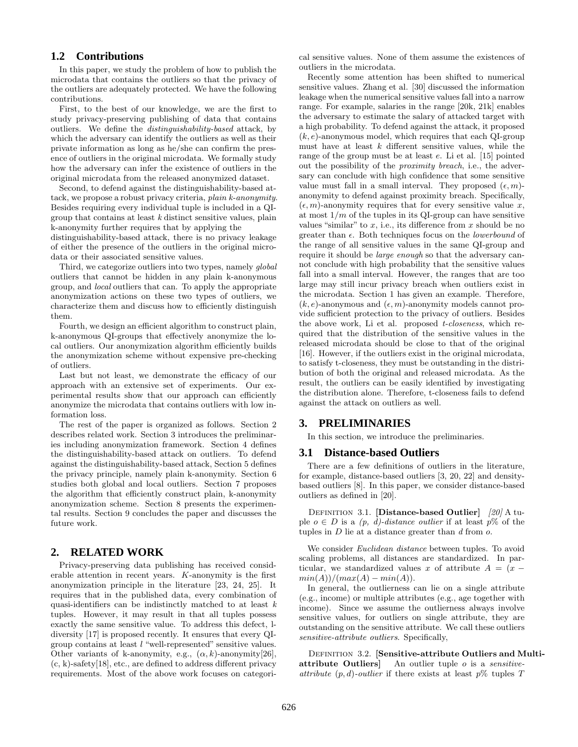## 1.2 Contributions

In this paper, we study the problem of how to publish the microdata that contains the outliers so that the privacy of the outliers are adequately protected. We have the following contributions.

First, to the best of our knowledge, we are the first to study privacy-preserving publishing of data that contains outliers. We define the *distinguishability-based* attack, by which the adversary can identify the outliers as well as their private information as long as he/she can confirm the presence of outliers in the original microdata. We formally study how the adversary can infer the existence of outliers in the original microdata from the released anonymized dataset.

Second, to defend against the distinguishability-based attack, we propose a robust privacy criteria, *plain k-anonymity*. Besides requiring every individual tuple is included in a QI-group that contains at least $k$ distinct sensitive values, plain k-anonymity further requires that by applying the distinguishability-based attack, there is no privacy leakage of either the presence of the outliers in the original microdata or their associated sensitive values.

Third, we categorize outliers into two types, namely *global* outliers that cannot be hidden in any plain k-anonymous group, and *local* outliers that can. To apply the appropriate anonymization actions on these two types of outliers, we characterize them and discuss how to efficiently distinguish them.

Fourth, we design an efficient algorithm to construct plain, k-anonymous QI-groups that effectively anonymize the local outliers. Our anonymization algorithm efficiently builds the anonymization scheme without expensive pre-checking of outliers.

Last but not least, we demonstrate the efficacy of our approach with an extensive set of experiments. Our experimental results show that our approach can efficiently anonymize the microdata that contains outliers with low information loss.

The rest of the paper is organized as follows. Section 2 describes related work. Section 3 introduces the preliminaries including anonymization framework. Section 4 defines the distinguishability-based attack on outliers. To defend against the distinguishability-based attack, Section 5 defines the privacy principle, namely plain k-anonymity. Section 6 studies both global and local outliers. Section 7 proposes the algorithm that efficiently construct plain, k-anonymity anonymization scheme. Section 8 presents the experimental results. Section 9 concludes the paper and discusses the future work.

# 2. RELATED WORK

Privacy-preserving data publishing has received considerable attention in recent years. *K*-anonymity is the first anonymization principle in the literature [23, 24, 25]. It requires that in the published data, every combination of quasi-identifiers can be indistinctly matched to at least $k$ tuples. However, it may result in that all tuples possess exactly the same sensitive value. To address this defect, l-diversity [17] is proposed recently. It ensures that every QI-group contains at least $l$ "well-represented" sensitive values. Other variants of k-anonymity, e.g., $(\alpha, k)$-anonymity[26], (c, k)-safety[18], etc., are defined to address different privacy requirements. Most of the above work focuses on categorical sensitive values. None of them assume the existences of outliers in the microdata.

Recently some attention has been shifted to numerical sensitive values. Zhang et al. [30] discussed the information leakage when the numerical sensitive values fall into a narrow range. For example, salaries in the range [20k, 21k] enables the adversary to estimate the salary of attacked target with a high probability. To defend against the attack, it proposed $(k, e)$-anonymous model, which requires that each QI-group must have at least $k$ different sensitive values, while the range of the group must be at least $e$. Li et al. [15] pointed out the possibility of the *proximity breach*, i.e., the adversary can conclude with high confidence that some sensitive value must fall in a small interval. They proposed $(\epsilon, m)$-anonymity to defend against proximity breach. Specifically, $(\epsilon, m)$-anonymity requires that for every sensitive value $x$, at most $1/m$ of the tuples in its QI-group can have sensitive values "similar" to $x$, i.e., its difference from $x$ should be no greater than $\epsilon$. Both techniques focus on the *lowerbound* of the range of all sensitive values in the same QI-group and require it should be *large enough* so that the adversary cannot conclude with high probability that the sensitive values fall into a small interval. However, the ranges that are too large may still incur privacy breach when outliers exist in the microdata. Section 1 has given an example. Therefore, $(k, e)$-anonymous and $(\epsilon, m)$-anonymity models cannot provide sufficient protection to the privacy of outliers. Besides the above work, Li et al. proposed *t-closeness*, which required that the distribution of the sensitive values in the released microdata should be close to that of the original [16]. However, if the outliers exist in the original microdata, to satisfy t-closeness, they must be outstanding in the distribution of both the original and released microdata. As the result, the outliers can be easily identified by investigating the distribution alone. Therefore, t-closeness fails to defend against the attack on outliers as well.

# 3. PRELIMINARIES

In this section, we introduce the preliminaries.

## 3.1 Distance-based Outliers

There are a few definitions of outliers in the literature, for example, distance-based outliers [3, 20, 22] and density-based outliers [8]. In this paper, we consider distance-based outliers as defined in [20].

DEFINITION 3.1. **[Distance-based Outlier]** *[20]* A tuple $o \in D$ is a *(p, d)-distance outlier* if at least $p$% of the tuples in $D$ lie at a distance greater than $d$ from $o$.

We consider *Euclidean distance* between tuples. To avoid scaling problems, all distances are standardized. In particular, we standardized values $x$ of attribute $A = (x - min(A))/(max(A) - min(A))$.

In general, the outlierness can lie on a single attribute (e.g., income) or multiple attributes (e.g., age together with income). Since we assume the outlierness always involve sensitive values, for outliers on single attribute, they are outstanding on the sensitive attribute. We call these outliers *sensitive-attribute outliers*. Specifically,

DEFINITION 3.2. **[Sensitive-attribute Outliers and Multi-attribute Outliers]** An outlier tuple $o$ is a *sensitive-attribute $(p, d)$-outlier* if there exists at least $p$% tuples $T$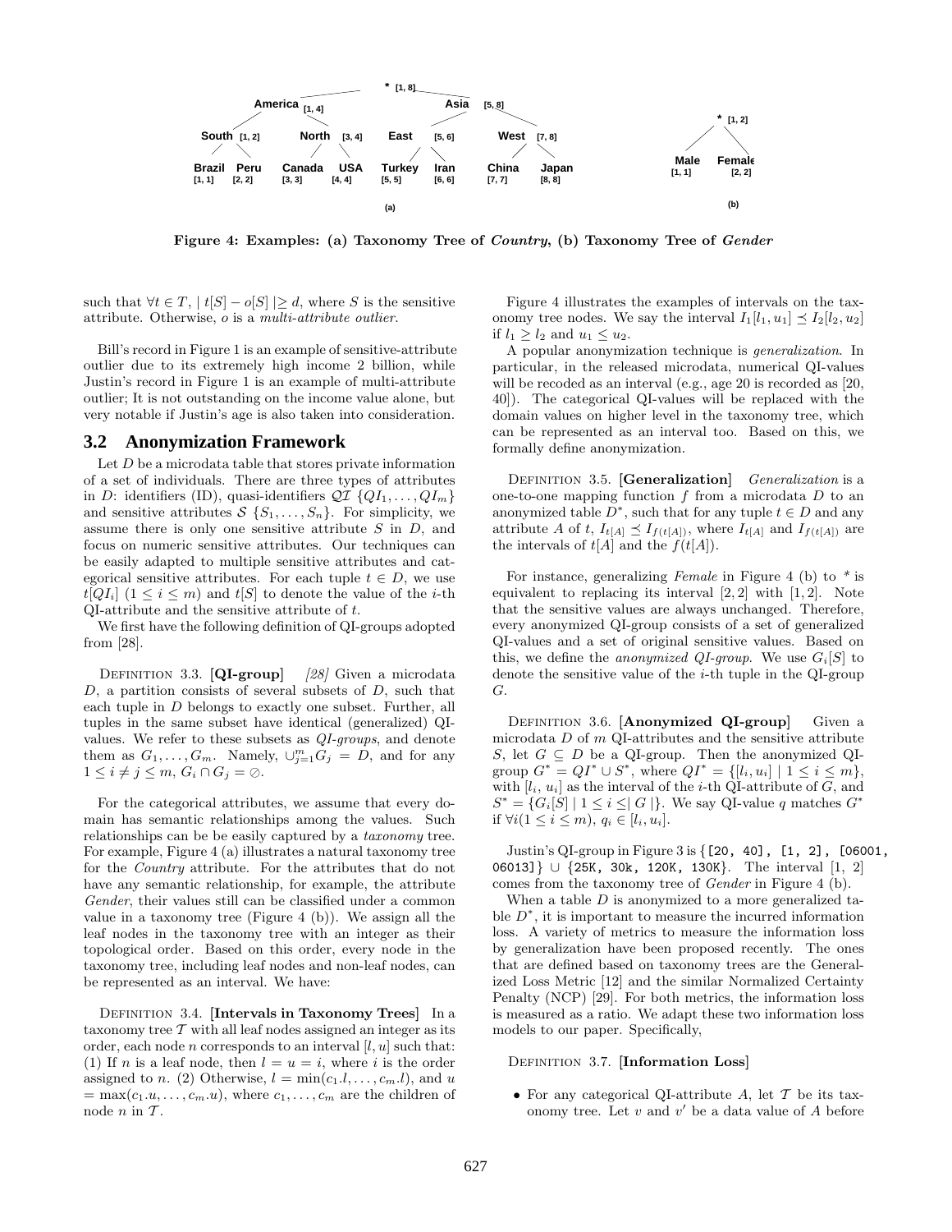\* [1, 8]

America [1, 4]

Asia [5, 8]

South [1, 2]

North [3, 4]

East [5, 6]

West [7, 8]

Brazil [1, 1]

Peru [2, 2]

Canada [3, 3]

USA [4, 4]

Turkey [5, 5]

Iran [6, 6]

China [7, 7]

Japan [8, 8]

(a)

\* [1, 2]

Male [1, 1]

Female [2, 2]

(b)

**Figure 4: Examples: (a) Taxonomy Tree of *Country*, (b) Taxonomy Tree of *Gender***

such that $\forall t \in T$, $| t[S] - o[S] | \geq d$, where $S$ is the sensitive attribute. Otherwise, $o$ is a *multi-attribute outlier*.

Bill's record in Figure 1 is an example of sensitive-attribute outlier due to its extremely high income 2 billion, while Justin's record in Figure 1 is an example of multi-attribute outlier; It is not outstanding on the income value alone, but very notable if Justin's age is also taken into consideration.

## 3.2 Anonymization Framework

Let $D$ be a microdata table that stores private information of a set of individuals. There are three types of attributes in $D$: identifiers (ID), quasi-identifiers $\mathcal{QI}$ $\{QI_1, \ldots, QI_m\}$ and sensitive attributes $\mathcal{S}$ $\{S_1, \ldots, S_n\}$. For simplicity, we assume there is only one sensitive attribute $S$ in $D$, and focus on numeric sensitive attributes. Our techniques can be easily adapted to multiple sensitive attributes and categorical sensitive attributes. For each tuple $t \in D$, we use $t[QI_i]$ ($1 \leq i \leq m$) and $t[S]$ to denote the value of the $i$-th QI-attribute and the sensitive attribute of $t$.

We first have the following definition of QI-groups adopted from [28].

Definition 3.3. **[QI-group]** *[28]* Given a microdata $D$, a partition consists of several subsets of $D$, such that each tuple in $D$ belongs to exactly one subset. Further, all tuples in the same subset have identical (generalized) QI-values. We refer to these subsets as *QI-groups*, and denote them as $G_1, \ldots, G_m$. Namely, $\cup_{j=1}^{m} G_j = D$, and for any $1 \leq i \neq j \leq m$, $G_i \cap G_j = \emptyset$.

For the categorical attributes, we assume that every domain has semantic relationships among the values. Such relationships can be be easily captured by a *taxonomy* tree. For example, Figure 4 (a) illustrates a natural taxonomy tree for the *Country* attribute. For the attributes that do not have any semantic relationship, for example, the attribute *Gender*, their values still can be classified under a common value in a taxonomy tree (Figure 4 (b)). We assign all the leaf nodes in the taxonomy tree with an integer as their topological order. Based on this order, every node in the taxonomy tree, including leaf nodes and non-leaf nodes, can be represented as an interval. We have:

Definition 3.4. **[Intervals in Taxonomy Trees]** In a taxonomy tree $\mathcal{T}$ with all leaf nodes assigned an integer as its order, each node $n$ corresponds to an interval $[l, u]$ such that: (1) If $n$ is a leaf node, then $l = u = i$, where $i$ is the order assigned to $n$. (2) Otherwise, $l = \min(c_1.l, \ldots, c_m.l)$, and $u = \max(c_1.u, \ldots, c_m.u)$, where $c_1, \ldots, c_m$ are the children of node $n$ in $\mathcal{T}$.

Figure 4 illustrates the examples of intervals on the taxonomy tree nodes. We say the interval $I_1[l_1, u_1] \preceq I_2[l_2, u_2]$ if $l_1 \geq l_2$ and $u_1 \leq u_2$.

A popular anonymization technique is *generalization*. In particular, in the released microdata, numerical QI-values will be recoded as an interval (e.g., age 20 is recorded as [20, 40]). The categorical QI-values will be replaced with the domain values on higher level in the taxonomy tree, which can be represented as an interval too. Based on this, we formally define anonymization.

Definition 3.5. **[Generalization]** *Generalization* is a one-to-one mapping function $f$ from a microdata $D$ to an anonymized table $D^*$, such that for any tuple $t \in D$ and any attribute $A$ of $t$, $I_{t[A]} \preceq I_{f(t[A])}$, where $I_{t[A]}$ and $I_{f(t[A])}$ are the intervals of $t[A]$ and the $f(t[A])$.

For instance, generalizing *Female* in Figure 4 (b) to *\** is equivalent to replacing its interval $[2, 2]$ with $[1, 2]$. Note that the sensitive values are always unchanged. Therefore, every anonymized QI-group consists of a set of generalized QI-values and a set of original sensitive values. Based on this, we define the *anonymized QI-group*. We use $G_i[S]$ to denote the sensitive value of the $i$-th tuple in the QI-group $G$.

Definition 3.6. **[Anonymized QI-group]** Given a microdata $D$ of $m$ QI-attributes and the sensitive attribute $S$, let $G \subseteq D$ be a QI-group. Then the anonymized QI-group $G^* = QI^* \cup S^*$, where $QI^* = \{[l_i, u_i] \mid 1 \leq i \leq m\}$, with $[l_i, u_i]$ as the interval of the $i$-th QI-attribute of $G$, and $S^* = \{G_i[S] \mid 1 \leq i \leq \mid G \mid\}$. We say QI-value $q$ matches $G^*$ if $\forall i (1 \leq i \leq m)$, $q_i \in [l_i, u_i]$.

Justin's QI-group in Figure 3 is {`[20, 40], [1, 2], [06001, 06013]`} ∪ {`25K, 30k, 120K, 130K`}. The interval [1, 2] comes from the taxonomy tree of *Gender* in Figure 4 (b).

When a table $D$ is anonymized to a more generalized table $D^*$, it is important to measure the incurred information loss. A variety of metrics to measure the information loss by generalization have been proposed recently. The ones that are defined based on taxonomy trees are the Generalized Loss Metric [12] and the similar Normalized Certainty Penalty (NCP) [29]. For both metrics, the information loss is measured as a ratio. We adapt these two information loss models to our paper. Specifically,

Definition 3.7. **[Information Loss]**

- For any categorical QI-attribute $A$, let $\mathcal{T}$ be its taxonomy tree. Let $v$ and $v'$ be a data value of $A$ before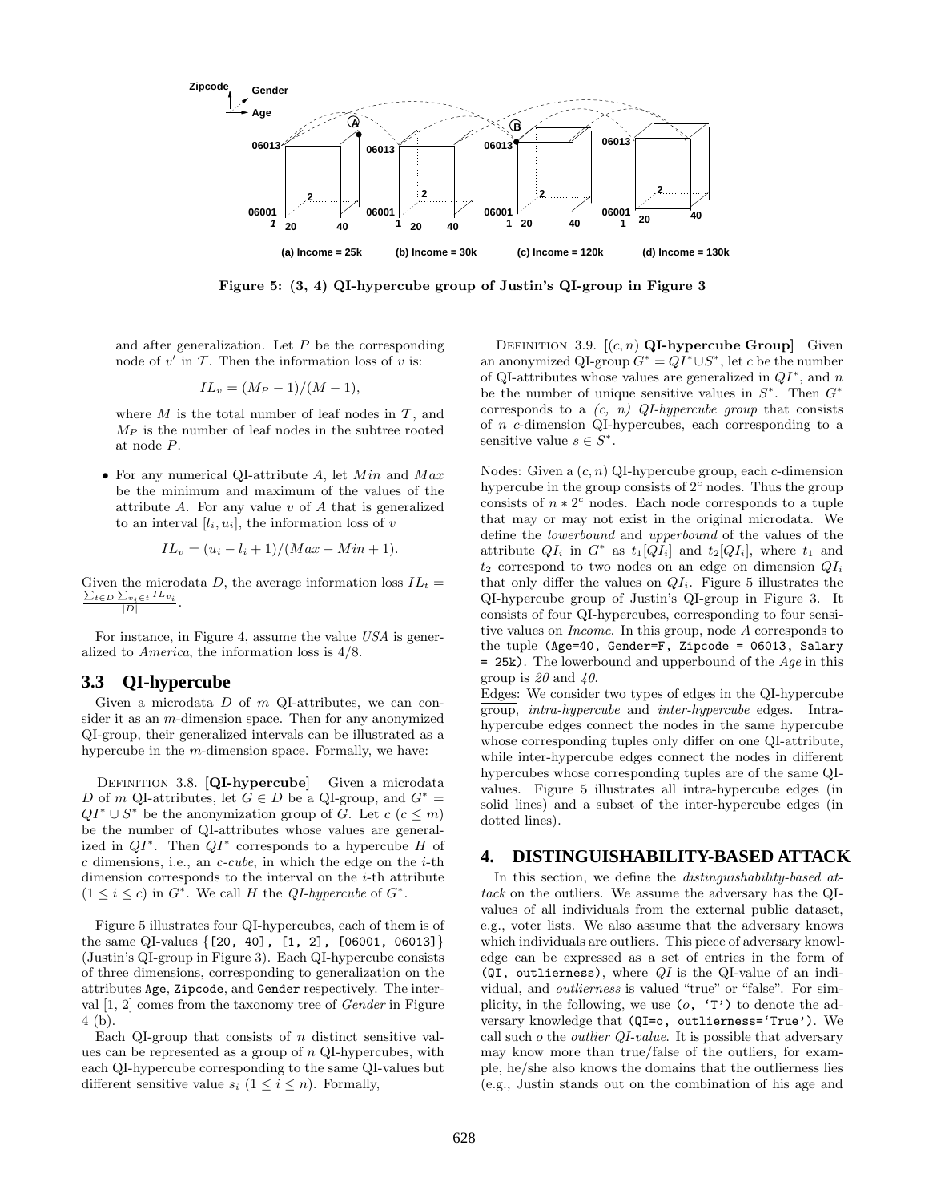Zipcode

Gender

Age

A

B

06013

06013

06013

06013

2

2

2

2

06001

06001

06001

06001

1

1

1

1

20

40

20

40

20

40

20

40

(a) Income = 25k

(b) Income = 30k

(c) Income = 120k

(d) Income = 130k

**Figure 5: (3, 4) QI-hypercube group of Justin's QI-group in Figure 3**

and after generalization. Let $P$ be the corresponding node of $v'$ in $\mathcal{T}$. Then the information loss of $v$ is:

$$IL_v = (M_P - 1)/(M - 1),$$

where $M$ is the total number of leaf nodes in $\mathcal{T}$, and $M_P$ is the number of leaf nodes in the subtree rooted at node $P$.

- For any numerical QI-attribute $A$, let $Min$ and $Max$ be the minimum and maximum of the values of the attribute $A$. For any value $v$ of $A$ that is generalized to an interval $[l_i, u_i]$, the information loss of $v$

$$IL_v = (u_i - l_i + 1)/(Max - Min + 1).$$

Given the microdata $D$, the average information loss $IL_t = \frac{\sum_{t \in D} \sum_{v_i \in t} IL_{v_i}}{|D|}$.

For instance, in Figure 4, assume the value *USA* is generalized to *America*, the information loss is $4/8$.

## 3.3 QI-hypercube

Given a microdata $D$ of $m$ QI-attributes, we can consider it as an $m$-dimension space. Then for any anonymized QI-group, their generalized intervals can be illustrated as a hypercube in the $m$-dimension space. Formally, we have:

Definition 3.8. **[QI-hypercube]** Given a microdata $D$ of $m$ QI-attributes, let $G \in D$ be a QI-group, and $G^* = QI^* \cup S^*$ be the anonymization group of $G$. Let $c$ ($c \leq m$) be the number of QI-attributes whose values are generalized in $QI^*$. Then $QI^*$ corresponds to a hypercube $H$ of $c$ dimensions, i.e., an *c-cube*, in which the edge on the $i$-th dimension corresponds to the interval on the $i$-th attribute ($1 \leq i \leq c$) in $G^*$. We call $H$ the *QI-hypercube* of $G^*$.

Figure 5 illustrates four QI-hypercubes, each of them is of the same QI-values {`[20, 40]`, `[1, 2]`, `[06001, 06013]`} (Justin's QI-group in Figure 3). Each QI-hypercube consists of three dimensions, corresponding to generalization on the attributes `Age`, `Zipcode`, and `Gender` respectively. The interval [1, 2] comes from the taxonomy tree of *Gender* in Figure 4 (b).

Each QI-group that consists of $n$ distinct sensitive values can be represented as a group of $n$ QI-hypercubes, with each QI-hypercube corresponding to the same QI-values but different sensitive value $s_i$ ($1 \leq i \leq n$). Formally,

Definition 3.9. **[$(c, n)$ QI-hypercube Group]** Given an anonymized QI-group $G^* = QI^* \cup S^*$, let $c$ be the number of QI-attributes whose values are generalized in $QI^*$, and $n$ be the number of unique sensitive values in $S^*$. Then $G^*$ corresponds to a *(c, n) QI-hypercube group* that consists of $n$ $c$-dimension QI-hypercubes, each corresponding to a sensitive value $s \in S^*$.

Nodes: Given a $(c, n)$ QI-hypercube group, each $c$-dimension hypercube in the group consists of $2^c$ nodes. Thus the group consists of $n * 2^c$ nodes. Each node corresponds to a tuple that may or may not exist in the original microdata. We define the *lowerbound* and *upperbound* of the values of the attribute $QI_i$ in $G^*$ as $t_1[QI_i]$ and $t_2[QI_i]$, where $t_1$ and $t_2$ correspond to two nodes on an edge on dimension $QI_i$ that only differ the values on $QI_i$. Figure 5 illustrates the QI-hypercube group of Justin's QI-group in Figure 3. It consists of four QI-hypercubes, corresponding to four sensitive values on *Income*. In this group, node $A$ corresponds to the tuple `(Age=40, Gender=F, Zipcode = 06013, Salary = 25k)`. The lowerbound and upperbound of the *Age* in this group is *20* and *40*.

Edges: We consider two types of edges in the QI-hypercube group, *intra-hypercube* and *inter-hypercube* edges. Intra-hypercube edges connect the nodes in the same hypercube whose corresponding tuples only differ on one QI-attribute, while inter-hypercube edges connect the nodes in different hypercubes whose corresponding tuples are of the same QI-values. Figure 5 illustrates all intra-hypercube edges (in solid lines) and a subset of the inter-hypercube edges (in dotted lines).

# 4. DISTINGUISHABILITY-BASED ATTACK

In this section, we define the *distinguishability-based attack* on the outliers. We assume the adversary has the QI-values of all individuals from the external public dataset, e.g., voter lists. We also assume that the adversary knows which individuals are outliers. This piece of adversary knowledge can be expressed as a set of entries in the form of `(QI, outlierness)`, where $QI$ is the QI-value of an individual, and *outlierness* is valued "true" or "false". For simplicity, in the following, we use ($o$, `'T'`) to denote the adversary knowledge that `(QI=o, outlierness='True')`. We call such $o$ the *outlier QI-value*. It is possible that adversary may know more than true/false of the outliers, for example, he/she also knows the domains that the outlierness lies (e.g., Justin stands out on the combination of his age and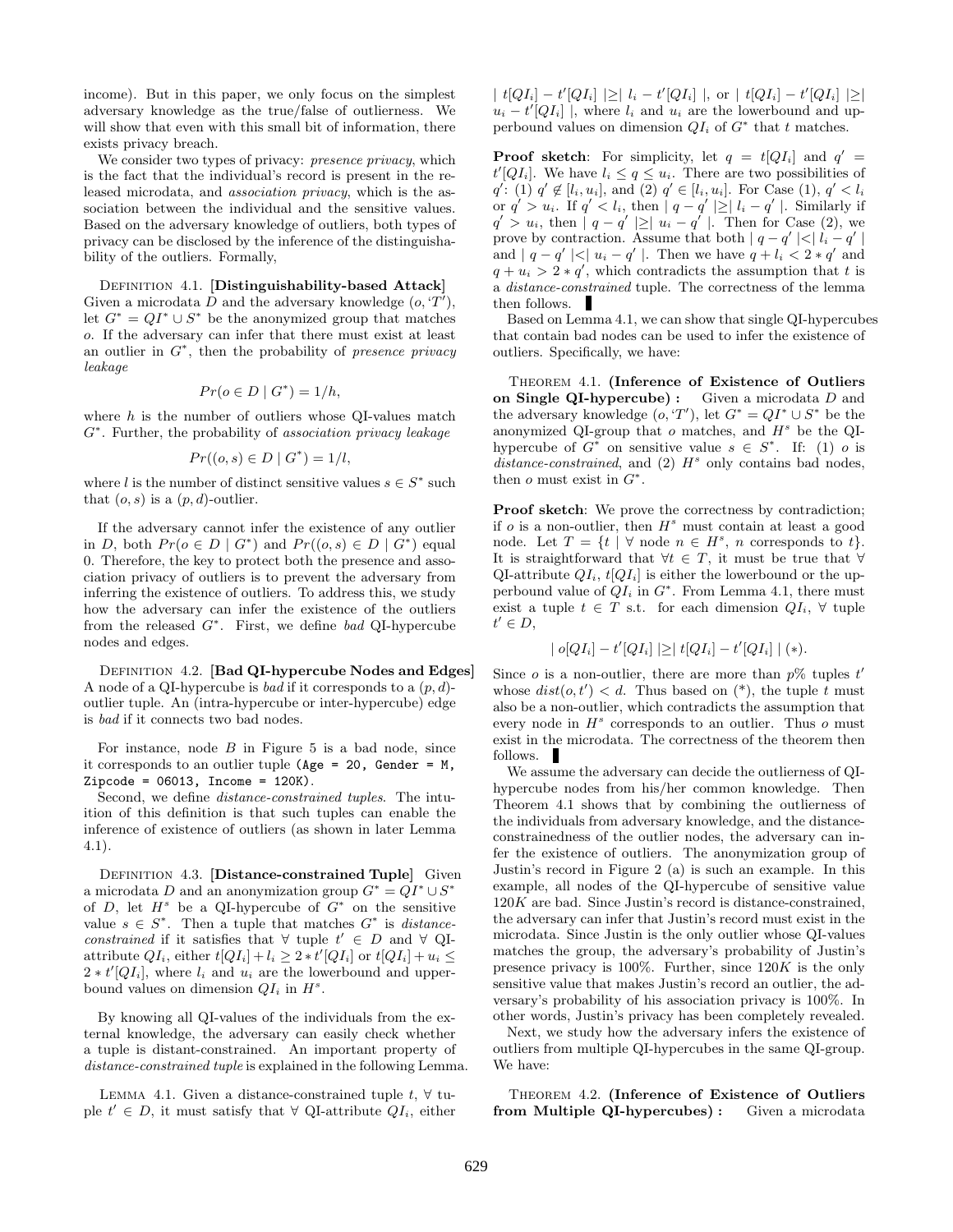income). But in this paper, we only focus on the simplest adversary knowledge as the true/false of outlierness. We will show that even with this small bit of information, there exists privacy breach.

We consider two types of privacy: *presence privacy*, which is the fact that the individual's record is present in the released microdata, and *association privacy*, which is the association between the individual and the sensitive values. Based on the adversary knowledge of outliers, both types of privacy can be disclosed by the inference of the distinguishability of the outliers. Formally,

Definition 4.1. **[Distinguishability-based Attack]** Given a microdata $D$ and the adversary knowledge $(o, `T')$, let $G^* = QI^* \cup S^*$ be the anonymized group that matches $o$. If the adversary can infer that there must exist at least an outlier in $G^*$, then the probability of *presence privacy leakage*

$$Pr(o \in D \mid G^*) = 1/h,$$

where $h$ is the number of outliers whose QI-values match $G^*$. Further, the probability of *association privacy leakage*

$$Pr((o, s) \in D \mid G^*) = 1/l,$$

where $l$ is the number of distinct sensitive values $s \in S^*$ such that $(o, s)$ is a $(p, d)$-outlier.

If the adversary cannot infer the existence of any outlier in $D$, both $Pr(o \in D \mid G^*)$ and $Pr((o, s) \in D \mid G^*)$ equal 0. Therefore, the key to protect both the presence and association privacy of outliers is to prevent the adversary from inferring the existence of outliers. To address this, we study how the adversary can infer the existence of the outliers from the released $G^*$. First, we define *bad* QI-hypercube nodes and edges.

Definition 4.2. **[Bad QI-hypercube Nodes and Edges]** A node of a QI-hypercube is *bad* if it corresponds to a $(p, d)$-outlier tuple. An (intra-hypercube or inter-hypercube) edge is *bad* if it connects two bad nodes.

For instance, node $B$ in Figure 5 is a bad node, since it corresponds to an outlier tuple (`Age = 20, Gender = M, Zipcode = 06013, Income = 120K`).

Second, we define *distance-constrained tuples*. The intuition of this definition is that such tuples can enable the inference of existence of outliers (as shown in later Lemma 4.1).

Definition 4.3. **[Distance-constrained Tuple]** Given a microdata $D$ and an anonymization group $G^* = QI^* \cup S^*$ of $D$, let $H^s$ be a QI-hypercube of $G^*$ on the sensitive value $s \in S^*$. Then a tuple that matches $G^*$ is *distance-constrained* if it satisfies that $\forall$ tuple $t' \in D$ and $\forall$ QI-attribute $QI_i$, either $t[QI_i] + l_i \geq 2 * t'[QI_i]$ or $t[QI_i] + u_i \leq 2 * t'[QI_i]$, where $l_i$ and $u_i$ are the lowerbound and upperbound values on dimension $QI_i$ in $H^s$.

By knowing all QI-values of the individuals from the external knowledge, the adversary can easily check whether a tuple is distant-constrained. An important property of *distance-constrained tuple* is explained in the following Lemma.

Lemma 4.1. Given a distance-constrained tuple $t$, $\forall$ tuple $t' \in D$, it must satisfy that $\forall$ QI-attribute $QI_i$, either $\mid t[QI_i] - t'[QI_i] \mid \geq \mid l_i - t'[QI_i] \mid$, or $\mid t[QI_i] - t'[QI_i] \mid \geq \mid u_i - t'[QI_i] \mid$, where $l_i$ and $u_i$ are the lowerbound and upperbound values on dimension $QI_i$ of $G^*$ that $t$ matches.

**Proof sketch**: For simplicity, let $q = t[QI_i]$ and $q' = t'[QI_i]$. We have $l_i \leq q \leq u_i$. There are two possibilities of $q'$: (1) $q' \notin [l_i, u_i]$, and (2) $q' \in [l_i, u_i]$. For Case (1), $q' < l_i$ or $q' > u_i$. If $q' < l_i$, then $\mid q - q' \mid \geq \mid l_i - q' \mid$. Similarly if $q' > u_i$, then $\mid q - q' \mid \geq \mid u_i - q' \mid$. Then for Case (2), we prove by contraction. Assume that both $\mid q - q' \mid < \mid l_i - q' \mid$ and $\mid q - q' \mid < \mid u_i - q' \mid$. Then we have $q + l_i < 2 * q'$ and $q + u_i > 2 * q'$, which contradicts the assumption that $t$ is a *distance-constrained* tuple. The correctness of the lemma then follows. ∎

Based on Lemma 4.1, we can show that single QI-hypercubes that contain bad nodes can be used to infer the existence of outliers. Specifically, we have:

Theorem 4.1. **(Inference of Existence of Outliers on Single QI-hypercube) :** Given a microdata $D$ and the adversary knowledge $(o, `T')$, let $G^* = QI^* \cup S^*$ be the anonymized QI-group that $o$ matches, and $H^s$ be the QI-hypercube of $G^*$ on sensitive value $s \in S^*$. If: (1) $o$ is *distance-constrained*, and (2) $H^s$ only contains bad nodes, then $o$ must exist in $G^*$.

**Proof sketch**: We prove the correctness by contradiction; if $o$ is a non-outlier, then $H^s$ must contain at least a good node. Let $T = \{t \mid \forall \text{ node } n \in H^s, n \text{ corresponds to } t\}$. It is straightforward that $\forall t \in T$, it must be true that $\forall$ QI-attribute $QI_i$, $t[QI_i]$ is either the lowerbound or the upperbound value of $QI_i$ in $G^*$. From Lemma 4.1, there must exist a tuple $t \in T$ s.t. for each dimension $QI_i$, $\forall$ tuple $t' \in D$,

$$\mid o[QI_i] - t'[QI_i] \mid \geq \mid t[QI_i] - t'[QI_i] \mid (*).$$

Since $o$ is a non-outlier, there are more than $p$% tuples $t'$ whose $dist(o, t') < d$. Thus based on $(*)$, the tuple $t$ must also be a non-outlier, which contradicts the assumption that every node in $H^s$ corresponds to an outlier. Thus $o$ must exist in the microdata. The correctness of the theorem then follows. ∎

We assume the adversary can decide the outlierness of QI-hypercube nodes from his/her common knowledge. Then Theorem 4.1 shows that by combining the outlierness of the individuals from adversary knowledge, and the distance-constrainedness of the outlier nodes, the adversary can infer the existence of outliers. The anonymization group of Justin's record in Figure 2 (a) is such an example. In this example, all nodes of the QI-hypercube of sensitive value $120K$ are bad. Since Justin's record is distance-constrained, the adversary can infer that Justin's record must exist in the microdata. Since Justin is the only outlier whose QI-values matches the group, the adversary's probability of Justin's presence privacy is 100%. Further, since $120K$ is the only sensitive value that makes Justin's record an outlier, the adversary's probability of his association privacy is 100%. In other words, Justin's privacy has been completely revealed.

Next, we study how the adversary infers the existence of outliers from multiple QI-hypercubes in the same QI-group. We have:

Theorem 4.2. **(Inference of Existence of Outliers from Multiple QI-hypercubes) :** Given a microdata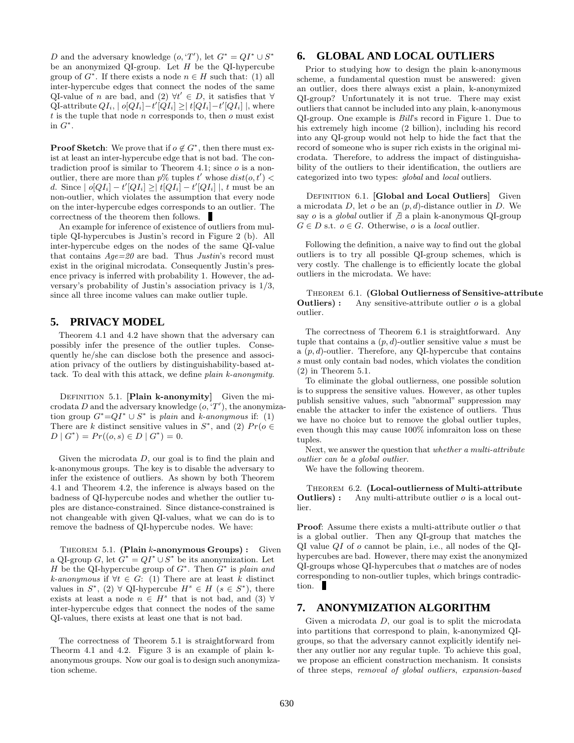$D$ and the adversary knowledge $(o, `T')$, let $G^* = QI^* \cup S^*$ be an anonymized QI-group. Let $H$ be the QI-hypercube group of $G^*$. If there exists a node $n \in H$ such that: (1) all inter-hypercube edges that connect the nodes of the same QI-value of $n$ are bad, and (2) $\forall t' \in D$, it satisfies that $\forall$ QI-attribute $QI_i$, $| o[QI_i] - t'[QI_i] \geq | t[QI_i] - t'[QI_i] |$, where $t$ is the tuple that node $n$ corresponds to, then $o$ must exist in $G^*$.

**Proof Sketch**: We prove that if $o \notin G^*$, then there must exist at least an inter-hypercube edge that is not bad. The contradiction proof is similar to Theorem 4.1; since $o$ is a non-outlier, there are more than $p$% tuples $t'$ whose $dist(o, t') < d$. Since $| o[QI_i] - t'[QI_i] | \geq | t[QI_i] - t'[QI_i] |$, $t$ must be an non-outlier, which violates the assumption that every node on the inter-hypercube edges corresponds to an outlier. The correctness of the theorem then follows. ∎

An example for inference of existence of outliers from multiple QI-hypercubes is Justin's record in Figure 2 (b). All inter-hypercube edges on the nodes of the same QI-value that contains *Age=20* are bad. Thus *Justin*'s record must exist in the original microdata. Consequently Justin's presence privacy is inferred with probability 1. However, the adversary's probability of Justin's association privacy is 1/3, since all three income values can make outlier tuple.

## 5. PRIVACY MODEL

Theorem 4.1 and 4.2 have shown that the adversary can possibly infer the presence of the outlier tuples. Consequently he/she can disclose both the presence and association privacy of the outliers by distinguishability-based attack. To deal with this attack, we define *plain k-anonymity*.

Definition 5.1. **[Plain k-anonymity]** Given the microdata $D$ and the adversary knowledge $(o, `T')$, the anonymization group $G^* = QI^* \cup S^*$ is *plain* and *k-anonymous* if: (1) There are $k$ distinct sensitive values in $S^*$, and (2) $Pr(o \in D \mid G^*) = Pr((o, s) \in D \mid G^*) = 0$.

Given the microdata $D$, our goal is to find the plain and k-anonymous groups. The key is to disable the adversary to infer the existence of outliers. As shown by both Theorem 4.1 and Theorem 4.2, the inference is always based on the badness of QI-hypercube nodes and whether the outlier tuples are distance-constrained. Since distance-constrained is not changeable with given QI-values, what we can do is to remove the badness of QI-hypercube nodes. We have:

Theorem 5.1. **(Plain $k$-anonymous Groups) :** Given a QI-group $G$, let $G^* = QI^* \cup S^*$ be its anonymization. Let $H$ be the QI-hypercube group of $G^*$. Then $G^*$ is *plain and k-anonymous* if $\forall t \in G$: (1) There are at least $k$ distinct values in $S^*$, (2) $\forall$ QI-hypercube $H^s \in H$ ($s \in S^*$), there exists at least a node $n \in H^s$ that is not bad, and (3) $\forall$ inter-hypercube edges that connect the nodes of the same QI-values, there exists at least one that is not bad.

The correctness of Theorem 5.1 is straightforward from Theorm 4.1 and 4.2. Figure 3 is an example of plain k-anonymous groups. Now our goal is to design such anonymization scheme.

## 6. GLOBAL AND LOCAL OUTLIERS

Prior to studying how to design the plain k-anonymous scheme, a fundamental question must be answered: given an outlier, does there always exist a plain, k-anonymized QI-group? Unfortunately it is not true. There may exist outliers that cannot be included into any plain, k-anonymous QI-group. One example is *Bill*'s record in Figure 1. Due to his extremely high income (2 billion), including his record into any QI-group would not help to hide the fact that the record of someone who is super rich exists in the original microdata. Therefore, to address the impact of distinguishability of the outliers to their identification, the outliers are categorized into two types: *global* and *local* outliers.

Definition 6.1. **[Global and Local Outliers]** Given a microdata $D$, let $o$ be an $(p, d)$-distance outlier in $D$. We say $o$ is a *global* outlier if $\nexists$ a plain k-anonymous QI-group $G \in D$ s.t. $o \in G$. Otherwise, $o$ is a *local* outlier.

Following the definition, a naive way to find out the global outliers is to try all possible QI-group schemes, which is very costly. The challenge is to efficiently locate the global outliers in the microdata. We have:

Theorem 6.1. **(Global Outlierness of Sensitive-attribute Outliers) :** Any sensitive-attribute outlier $o$ is a global outlier.

The correctness of Theorem 6.1 is straightforward. Any tuple that contains a $(p, d)$-outlier sensitive value $s$ must be a $(p, d)$-outlier. Therefore, any QI-hypercube that contains $s$ must only contain bad nodes, which violates the condition (2) in Theorem 5.1.

To eliminate the global outlierness, one possible solution is to suppress the sensitive values. However, as other tuples publish sensitive values, such "abnormal" suppression may enable the attacker to infer the existence of outliers. Thus we have no choice but to remove the global outlier tuples, even though this may cause 100% infomraiton loss on these tuples.

Next, we answer the question that *whether a multi-attribute outlier can be a global outlier*.

We have the following theorem.

Theorem 6.2. **(Local-outlierness of Multi-attribute Outliers) :** Any multi-attribute outlier $o$ is a local outlier.

**Proof**: Assume there exists a multi-attribute outlier $o$ that is a global outlier. Then any QI-group that matches the QI value $QI$ of $o$ cannot be plain, i.e., all nodes of the QI-hypercubes are bad. However, there may exist the anonymized QI-groups whose QI-hypercubes that $o$ matches are of nodes corresponding to non-outlier tuples, which brings contradiction. ∎

## 7. ANONYMIZATION ALGORITHM

Given a microdata $D$, our goal is to split the microdata into partitions that correspond to plain, k-anonymized QI-groups, so that the adversary cannot explicitly identify neither any outlier nor any regular tuple. To achieve this goal, we propose an efficient construction mechanism. It consists of three steps, *removal of global outliers*, *expansion-based*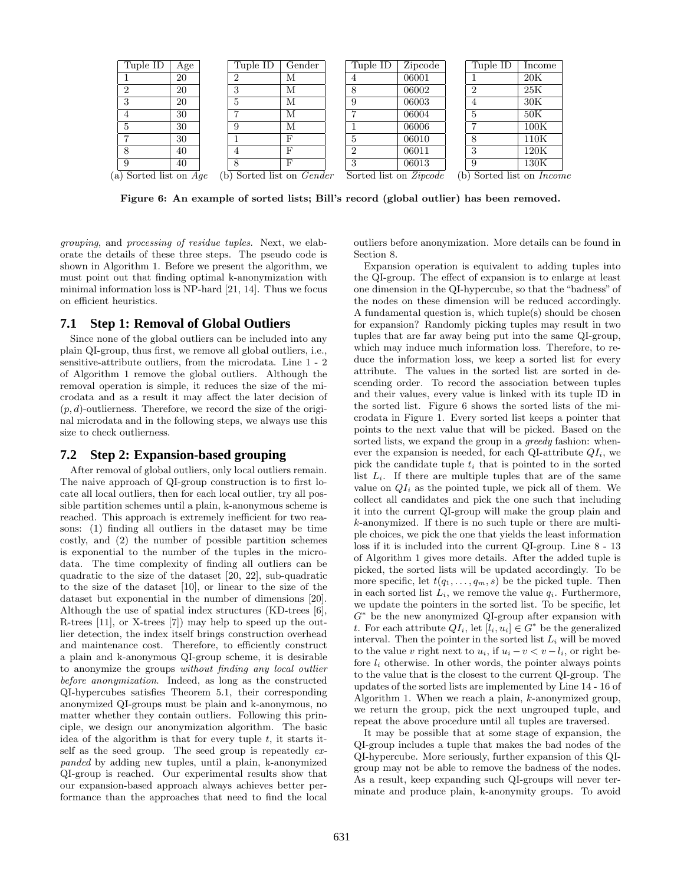| Tuple ID | Age |
|---|---|
| 1 | 20 |
| 2 | 20 |
| 3 | 20 |
| 4 | 30 |
| 5 | 30 |
| 7 | 30 |
| 8 | 40 |
| 9 | 40 |

(a) Sorted list on *Age*

| Tuple ID | Gender |
|---|---|
| 2 | M |
| 3 | M |
| 5 | M |
| 7 | M |
| 9 | M |
| 1 | F |
| 4 | F |
| 8 | F |

(b) Sorted list on *Gender*

| Tuple ID | Zipcode |
|---|---|
| 4 | 06001 |
| 8 | 06002 |
| 9 | 06003 |
| 7 | 06004 |
| 1 | 06006 |
| 5 | 06010 |
| 2 | 06011 |
| 3 | 06013 |

Sorted list on *Zipcode*

| Tuple ID | Income |
|---|---|
| 1 | 20K |
| 2 | 25K |
| 4 | 30K |
| 5 | 50K |
| 7 | 100K |
| 8 | 110K |
| 3 | 120K |
| 9 | 130K |

(b) Sorted list on *Income*

**Figure 6: An example of sorted lists; Bill's record (global outlier) has been removed.**

*grouping*, and *processing of residue tuples*. Next, we elaborate the details of these three steps. The pseudo code is shown in Algorithm 1. Before we present the algorithm, we must point out that finding optimal k-anonymization with minimal information loss is NP-hard [21, 14]. Thus we focus on efficient heuristics.

### 7.1 Step 1: Removal of Global Outliers

Since none of the global outliers can be included into any plain QI-group, thus first, we remove all global outliers, i.e., sensitive-attribute outliers, from the microdata. Line 1 - 2 of Algorithm 1 remove the global outliers. Although the removal operation is simple, it reduces the size of the microdata and as a result it may affect the later decision of $(p, d)$-outlierness. Therefore, we record the size of the original microdata and in the following steps, we always use this size to check outlierness.

### 7.2 Step 2: Expansion-based grouping

After removal of global outliers, only local outliers remain. The naive approach of QI-group construction is to first locate all local outliers, then for each local outlier, try all possible partition schemes until a plain, k-anonymous scheme is reached. This approach is extremely inefficient for two reasons: (1) finding all outliers in the dataset may be time costly, and (2) the number of possible partition schemes is exponential to the number of the tuples in the microdata. The time complexity of finding all outliers can be quadratic to the size of the dataset [20, 22], sub-quadratic to the size of the dataset [10], or linear to the size of the dataset but exponential in the number of dimensions [20]. Although the use of spatial index structures (KD-trees [6], R-trees [11], or X-trees [7]) may help to speed up the outlier detection, the index itself brings construction overhead and maintenance cost. Therefore, to efficiently construct a plain and k-anonymous QI-group scheme, it is desirable to anonymize the groups *without finding any local outlier before anonymization*. Indeed, as long as the constructed QI-hypercubes satisfies Theorem 5.1, their corresponding anonymized QI-groups must be plain and k-anonymous, no matter whether they contain outliers. Following this principle, we design our anonymization algorithm. The basic idea of the algorithm is that for every tuple $t$, it starts itself as the seed group. The seed group is repeatedly *expanded* by adding new tuples, until a plain, k-anonymized QI-group is reached. Our experimental results show that our expansion-based approach always achieves better performance than the approaches that need to find the local outliers before anonymization. More details can be found in Section 8.

Expansion operation is equivalent to adding tuples into the QI-group. The effect of expansion is to enlarge at least one dimension in the QI-hypercube, so that the "badness" of the nodes on these dimension will be reduced accordingly. A fundamental question is, which tuple(s) should be chosen for expansion? Randomly picking tuples may result in two tuples that are far away being put into the same QI-group, which may induce much information loss. Therefore, to reduce the information loss, we keep a sorted list for every attribute. The values in the sorted list are sorted in descending order. To record the association between tuples and their values, every value is linked with its tuple ID in the sorted list. Figure 6 shows the sorted lists of the microdata in Figure 1. Every sorted list keeps a pointer that points to the next value that will be picked. Based on the sorted lists, we expand the group in a *greedy* fashion: whenever the expansion is needed, for each QI-attribute $QI_i$, we pick the candidate tuple $t_i$ that is pointed to in the sorted list $L_i$. If there are multiple tuples that are of the same value on $QI_i$ as the pointed tuple, we pick all of them. We collect all candidates and pick the one such that including it into the current QI-group will make the group plain and $k$-anonymized. If there is no such tuple or there are multiple choices, we pick the one that yields the least information loss if it is included into the current QI-group. Line 8 - 13 of Algorithm 1 gives more details. After the added tuple is picked, the sorted lists will be updated accordingly. To be more specific, let $t(q_1, \ldots, q_m, s)$ be the picked tuple. Then in each sorted list $L_i$, we remove the value $q_i$. Furthermore, we update the pointers in the sorted list. To be specific, let $G^*$ be the new anonymized QI-group after expansion with $t$. For each attribute $QI_i$, let $[l_i, u_i] \in G^*$ be the generalized interval. Then the pointer in the sorted list $L_i$ will be moved to the value $v$ right next to $u_i$, if $u_i - v < v - l_i$, or right before $l_i$ otherwise. In other words, the pointer always points to the value that is the closest to the current QI-group. The updates of the sorted lists are implemented by Line 14 - 16 of Algorithm 1. When we reach a plain, $k$-anonymized group, we return the group, pick the next ungrouped tuple, and repeat the above procedure until all tuples are traversed.

It may be possible that at some stage of expansion, the QI-group includes a tuple that makes the bad nodes of the QI-hypercube. More seriously, further expansion of this QI-group may not be able to remove the badness of the nodes. As a result, keep expanding such QI-groups will never terminate and produce plain, k-anonymity groups. To avoid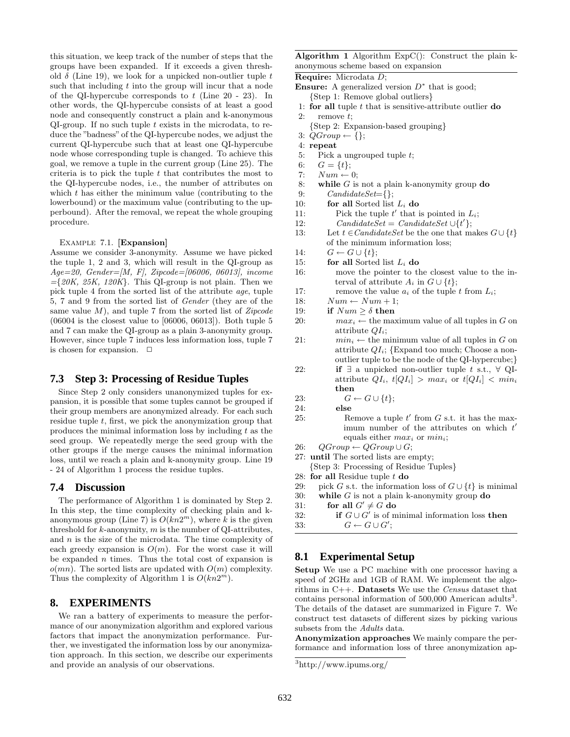this situation, we keep track of the number of steps that the groups have been expanded. If it exceeds a given threshold $\delta$ (Line 19), we look for a unpicked non-outlier tuple $t$ such that including $t$ into the group will incur that a node of the QI-hypercube corresponds to $t$ (Line 20 - 23). In other words, the QI-hypercube consists of at least a good node and consequently construct a plain and k-anonymous QI-group. If no such tuple $t$ exists in the microdata, to reduce the "badness" of the QI-hypercube nodes, we adjust the current QI-hypercube such that at least one QI-hypercube node whose corresponding tuple is changed. To achieve this goal, we remove a tuple in the current group (Line 25). The criteria is to pick the tuple $t$ that contributes the most to the QI-hypercube nodes, i.e., the number of attributes on which $t$ has either the minimum value (contributing to the lowerbound) or the maximum value (contributing to the upperbound). After the removal, we repeat the whole grouping procedure.

Example 7.1. **[Expansion]**
Assume we consider 3-anonymity. Assume we have picked the tuple 1, 2 and 3, which will result in the QI-group as *Age=20, Gender=[M, F], Zipcode=[06006, 06013], income ={20K, 25K, 120K}*. This QI-group is not plain. Then we pick tuple 4 from the sorted list of the attribute *age*, tuple 5, 7 and 9 from the sorted list of *Gender* (they are of the same value *M*), and tuple 7 from the sorted list of *Zipcode* (06004 is the closest value to [06006, 06013]). Both tuple 5 and 7 can make the QI-group as a plain 3-anonymity group. However, since tuple 7 induces less information loss, tuple 7 is chosen for expansion. □

### 7.3 Step 3: Processing of Residue Tuples

Since Step 2 only considers unanonymized tuples for expansion, it is possible that some tuples cannot be grouped if their group members are anonymized already. For each such residue tuple $t$, first, we pick the anonymization group that produces the minimal information loss by including $t$ as the seed group. We repeatedly merge the seed group with the other groups if the merge causes the minimal information loss, until we reach a plain and k-anonymity group. Line 19 - 24 of Algorithm 1 process the residue tuples.

### 7.4 Discussion

The performance of Algorithm 1 is dominated by Step 2. In this step, the time complexity of checking plain and k-anonymous group (Line 7) is $O(kn2^m)$, where $k$ is the given threshold for $k$-anonymity, $m$ is the number of QI-attributes, and $n$ is the size of the microdata. The time complexity of each greedy expansion is $O(m)$. For the worst case it will be expanded $n$ times. Thus the total cost of expansion is $o(mn)$. The sorted lists are updated with $O(m)$ complexity. Thus the complexity of Algorithm 1 is $O(kn2^m)$.

**Algorithm 1** Algorithm ExpC(): Construct the plain k-anonymous scheme based on expansion

```
Require: Microdata D;
Ensure: A generalized version D* that is good;
    {Step 1: Remove global outliers}
 1: for all tuple t that is sensitive-attribute outlier do
 2:   remove t;
    {Step 2: Expansion-based grouping}
 3: QGroup ← {};
 4: repeat
 5:   Pick a ungrouped tuple t;
 6:   G = {t};
 7:   Num ← 0;
 8:   while G is not a plain k-anonymity group do
 9:     CandidateSet={};
10:     for all Sorted list L_i do
11:       Pick the tuple t' that is pointed in L_i;
12:       CandidateSet = CandidateSet ∪{t'};
13:     Let t ∈CandidateSet be the one that makes G∪{t}
        of the minimum information loss;
14:     G ← G ∪ {t};
15:     for all Sorted list L_i do
16:       move the pointer to the closest value to the in-
          terval of attribute A_i in G ∪ {t};
17:       remove the value a_i of the tuple t from L_i;
18:     Num ← Num + 1;
19:     if Num ≥ δ then
20:       max_i ← the maximum value of all tuples in G on
          attribute QI_i;
21:       min_i ← the minimum value of all tuples in G on
          attribute QI_i; {Expand too much; Choose a non-
          outlier tuple to be the node of the QI-hypercube;}
22:       if ∃ a unpicked non-outlier tuple t s.t., ∀ QI-
          attribute QI_i, t[QI_i] > max_i or t[QI_i] < min_i
          then
23:         G ← G ∪ {t};
24:       else
25:         Remove a tuple t' from G s.t. it has the max-
            imum number of the attributes on which t'
            equals either max_i or min_i;
26:   QGroup ← QGroup ∪ G;
27: until The sorted lists are empty;
    {Step 3: Processing of Residue Tuples}
28: for all Residue tuple t do
29:   pick G s.t. the information loss of G ∪ {t} is minimal
30:   while G is not a plain k-anonymity group do
31:     for all G' ≠ G do
32:       if G ∪ G' is of minimal information loss then
33:         G ← G ∪ G';
```

## 8. EXPERIMENTS

We ran a battery of experiments to measure the performance of our anonymization algorithm and explored various factors that impact the anonymization performance. Further, we investigated the information loss by our anonymization approach. In this section, we describe our experiments and provide an analysis of our observations.

### 8.1 Experimental Setup

**Setup** We use a PC machine with one processor having a speed of 2GHz and 1GB of RAM. We implement the algorithms in C++. **Datasets** We use the *Census* dataset that contains personal information of 500,000 American adults[3]. The details of the dataset are summarized in Figure 7. We construct test datasets of different sizes by picking various subsets from the *Adults* data.

**Anonymization approaches** We mainly compare the performance and information loss of three anonymization ap-

[3] http://www.ipums.org/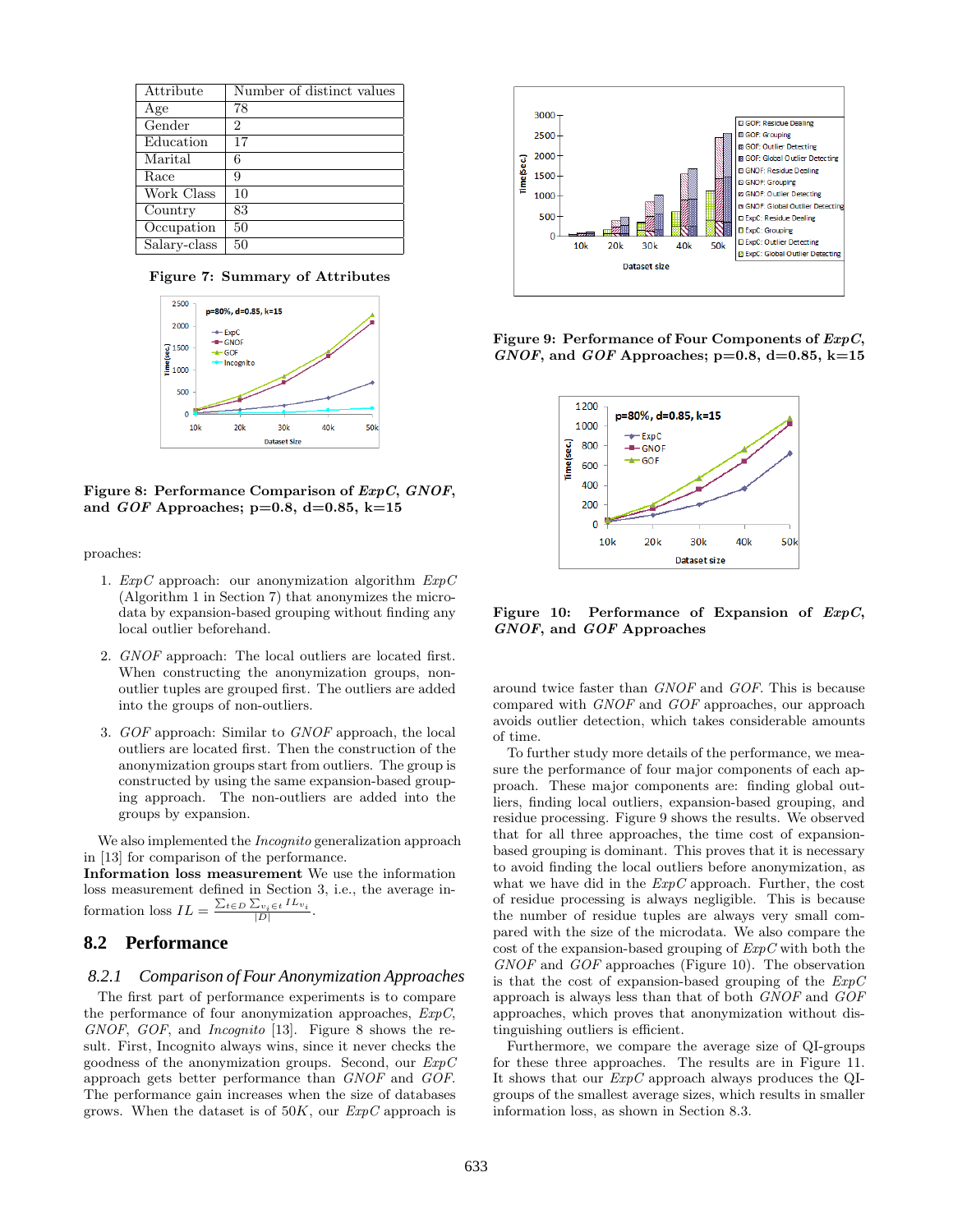| Attribute | Number of distinct values |
|---|---|
| Age | 78 |
| Gender | 2 |
| Education | 17 |
| Marital | 6 |
| Race | 9 |
| Work Class | 10 |
| Country | 83 |
| Occupation | 50 |
| Salary-class | 50 |

**Figure 7: Summary of Attributes**

p=80%, d=0.85, k=15

Time(sec.)

2500
2000
1500
1000
500
0

ExpC
GNOF
GOF
Incognito

10k 20k 30k 40k 50k

Dataset Size

**Figure 8: Performance Comparison of *ExpC*, *GNOF*, and *GOF* Approaches; p=0.8, d=0.85, k=15**

proaches:

1. *ExpC* approach: our anonymization algorithm *ExpC* (Algorithm 1 in Section 7) that anonymizes the microdata by expansion-based grouping without finding any local outlier beforehand.

2. *GNOF* approach: The local outliers are located first. When constructing the anonymization groups, non-outlier tuples are grouped first. The outliers are added into the groups of non-outliers.

3. *GOF* approach: Similar to *GNOF* approach, the local outliers are located first. Then the construction of the anonymization groups start from outliers. The group is constructed by using the same expansion-based grouping approach. The non-outliers are added into the groups by expansion.

We also implemented the *Incognito* generalization approach in [13] for comparison of the performance.

**Information loss measurement** We use the information loss measurement defined in Section 3, i.e., the average information loss $IL = \frac{\sum_{t \in D} \sum_{v_i \in t} IL_{v_i}}{|D|}$.

## 8.2 Performance

### *8.2.1 Comparison of Four Anonymization Approaches*

The first part of performance experiments is to compare the performance of four anonymization approaches, *ExpC*, *GNOF*, *GOF*, and *Incognito* [13]. Figure 8 shows the result. First, Incognito always wins, since it never checks the goodness of the anonymization groups. Second, our *ExpC* approach gets better performance than *GNOF* and *GOF*. The performance gain increases when the size of databases grows. When the dataset is of $50K$, our *ExpC* approach is around twice faster than *GNOF* and *GOF*. This is because compared with *GNOF* and *GOF* approaches, our approach avoids outlier detection, which takes considerable amounts of time.

Time(Sec.)

3000
2500
2000
1500
1000
500
0

10k 20k 30k 40k 50k

Dataset size

GOF: Residue Dealing
GOF: Grouping
GOF: Outlier Detecting
GOF: Global Outlier Detecting
GNOF: Residue Dealing
GNOF: Grouping
GNOF: Outlier Detecting
GNOF: Global Outlier Detecting
ExpC: Residue Dealing
ExpC: Grouping
ExpC: Outlier Detecting
ExpC: Global Outlier Detecting

**Figure 9: Performance of Four Components of *ExpC*, *GNOF*, and *GOF* Approaches; p=0.8, d=0.85, k=15**

p=80%, d=0.85, k=15

Time(sec.)

1200
1000
800
600
400
200
0

ExpC
GNOF
GOF

10k 20k 30k 40k 50k

Dataset size

**Figure 10: Performance of Expansion of *ExpC*, *GNOF*, and *GOF* Approaches**

To further study more details of the performance, we measure the performance of four major components of each approach. These major components are: finding global outliers, finding local outliers, expansion-based grouping, and residue processing. Figure 9 shows the results. We observed that for all three approaches, the time cost of expansion-based grouping is dominant. This proves that it is necessary to avoid finding the local outliers before anonymization, as what we have did in the *ExpC* approach. Further, the cost of residue processing is always negligible. This is because the number of residue tuples are always very small compared with the size of the microdata. We also compare the cost of the expansion-based grouping of *ExpC* with both the *GNOF* and *GOF* approaches (Figure 10). The observation is that the cost of expansion-based grouping of the *ExpC* approach is always less than that of both *GNOF* and *GOF* approaches, which proves that anonymization without distinguishing outliers is efficient.

Furthermore, we compare the average size of QI-groups for these three approaches. The results are in Figure 11. It shows that our *ExpC* approach always produces the QI-groups of the smallest average sizes, which results in smaller information loss, as shown in Section 8.3.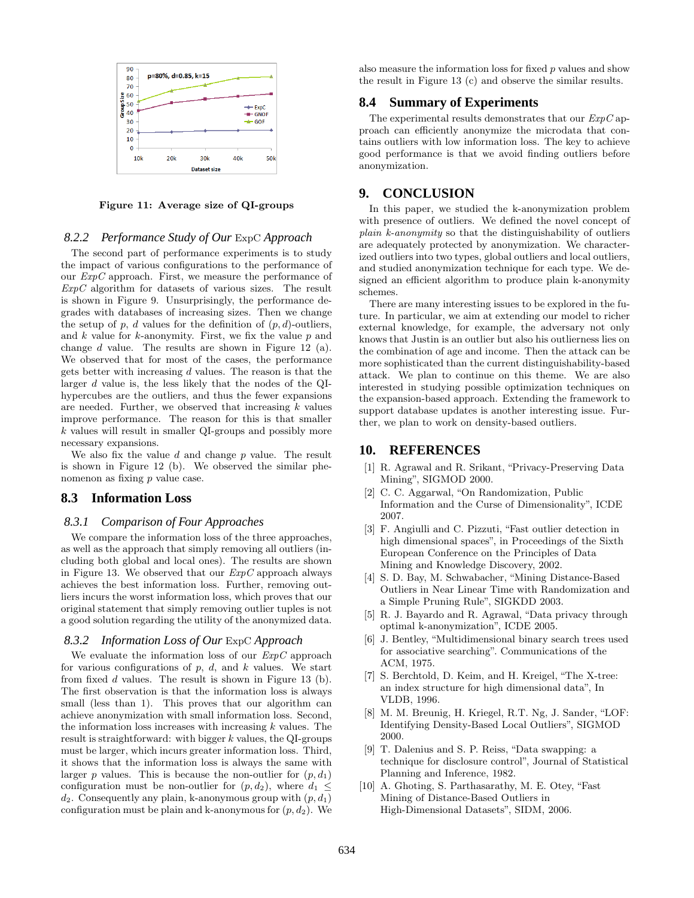p=80%, d=0.85, k=15

Group Size

90
80
70
60
50
40
30
20
10
0

10k 20k 30k 40k 50k

Dataset size

ExpC
GNOF
GOF

**Figure 11: Average size of QI-groups**

### 8.2.2 *Performance Study of Our* ExpC *Approach*

The second part of performance experiments is to study the impact of various configurations to the performance of our *ExpC* approach. First, we measure the performance of *ExpC* algorithm for datasets of various sizes. The result is shown in Figure 9. Unsurprisingly, the performance degrades with databases of increasing sizes. Then we change the setup of $p$, $d$ values for the definition of $(p, d)$-outliers, and $k$ value for $k$-anonymity. First, we fix the value $p$ and change $d$ value. The results are shown in Figure 12 (a). We observed that for most of the cases, the performance gets better with increasing $d$ values. The reason is that the larger $d$ value is, the less likely that the nodes of the QI-hypercubes are the outliers, and thus the fewer expansions are needed. Further, we observed that increasing $k$ values improve performance. The reason for this is that smaller $k$ values will result in smaller QI-groups and possibly more necessary expansions.

We also fix the value $d$ and change $p$ value. The result is shown in Figure 12 (b). We observed the similar phenomenon as fixing $p$ value case.

## 8.3 Information Loss

### 8.3.1 *Comparison of Four Approaches*

We compare the information loss of the three approaches, as well as the approach that simply removing all outliers (including both global and local ones). The results are shown in Figure 13. We observed that our *ExpC* approach always achieves the best information loss. Further, removing outliers incurs the worst information loss, which proves that our original statement that simply removing outlier tuples is not a good solution regarding the utility of the anonymized data.

### 8.3.2 *Information Loss of Our* ExpC *Approach*

We evaluate the information loss of our *ExpC* approach for various configurations of $p$, $d$, and $k$ values. We start from fixed $d$ values. The result is shown in Figure 13 (b). The first observation is that the information loss is always small (less than 1). This proves that our algorithm can achieve anonymization with small information loss. Second, the information loss increases with increasing $k$ values. The result is straightforward: with bigger $k$ values, the QI-groups must be larger, which incurs greater information loss. Third, it shows that the information loss is always the same with larger $p$ values. This is because the non-outlier for $(p, d_1)$ configuration must be non-outlier for $(p, d_2)$, where $d_1 \leq d_2$. Consequently any plain, k-anonymous group with $(p, d_1)$ configuration must be plain and k-anonymous for $(p, d_2)$. We also measure the information loss for fixed $p$ values and show the result in Figure 13 (c) and observe the similar results.

## 8.4 Summary of Experiments

The experimental results demonstrates that our *ExpC* approach can efficiently anonymize the microdata that contains outliers with low information loss. The key to achieve good performance is that we avoid finding outliers before anonymization.

# 9. CONCLUSION

In this paper, we studied the k-anonymization problem with presence of outliers. We defined the novel concept of *plain k-anonymity* so that the distinguishability of outliers are adequately protected by anonymization. We characterized outliers into two types, global outliers and local outliers, and studied anonymization technique for each type. We designed an efficient algorithm to produce plain k-anonymity schemes.

There are many interesting issues to be explored in the future. In particular, we aim at extending our model to richer external knowledge, for example, the adversary not only knows that Justin is an outlier but also his outlierness lies on the combination of age and income. Then the attack can be more sophisticated than the current distinguishability-based attack. We plan to continue on this theme. We are also interested in studying possible optimization techniques on the expansion-based approach. Extending the framework to support database updates is another interesting issue. Further, we plan to work on density-based outliers.

# 10. REFERENCES

[1] R. Agrawal and R. Srikant, "Privacy-Preserving Data Mining", SIGMOD 2000.

[2] C. C. Aggarwal, "On Randomization, Public Information and the Curse of Dimensionality", ICDE 2007.

[3] F. Angiulli and C. Pizzuti, "Fast outlier detection in high dimensional spaces", in Proceedings of the Sixth European Conference on the Principles of Data Mining and Knowledge Discovery, 2002.

[4] S. D. Bay, M. Schwabacher, "Mining Distance-Based Outliers in Near Linear Time with Randomization and a Simple Pruning Rule", SIGKDD 2003.

[5] R. J. Bayardo and R. Agrawal, "Data privacy through optimal k-anonymization", ICDE 2005.

[6] J. Bentley, "Multidimensional binary search trees used for associative searching". Communications of the ACM, 1975.

[7] S. Berchtold, D. Keim, and H. Kreigel, "The X-tree: an index structure for high dimensional data", In VLDB, 1996.

[8] M. M. Breunig, H. Kriegel, R.T. Ng, J. Sander, "LOF: Identifying Density-Based Local Outliers", SIGMOD 2000.

[9] T. Dalenius and S. P. Reiss, "Data swapping: a technique for disclosure control", Journal of Statistical Planning and Inference, 1982.

[10] A. Ghoting, S. Parthasarathy, M. E. Otey, "Fast Mining of Distance-Based Outliers in High-Dimensional Datasets", SIDM, 2006.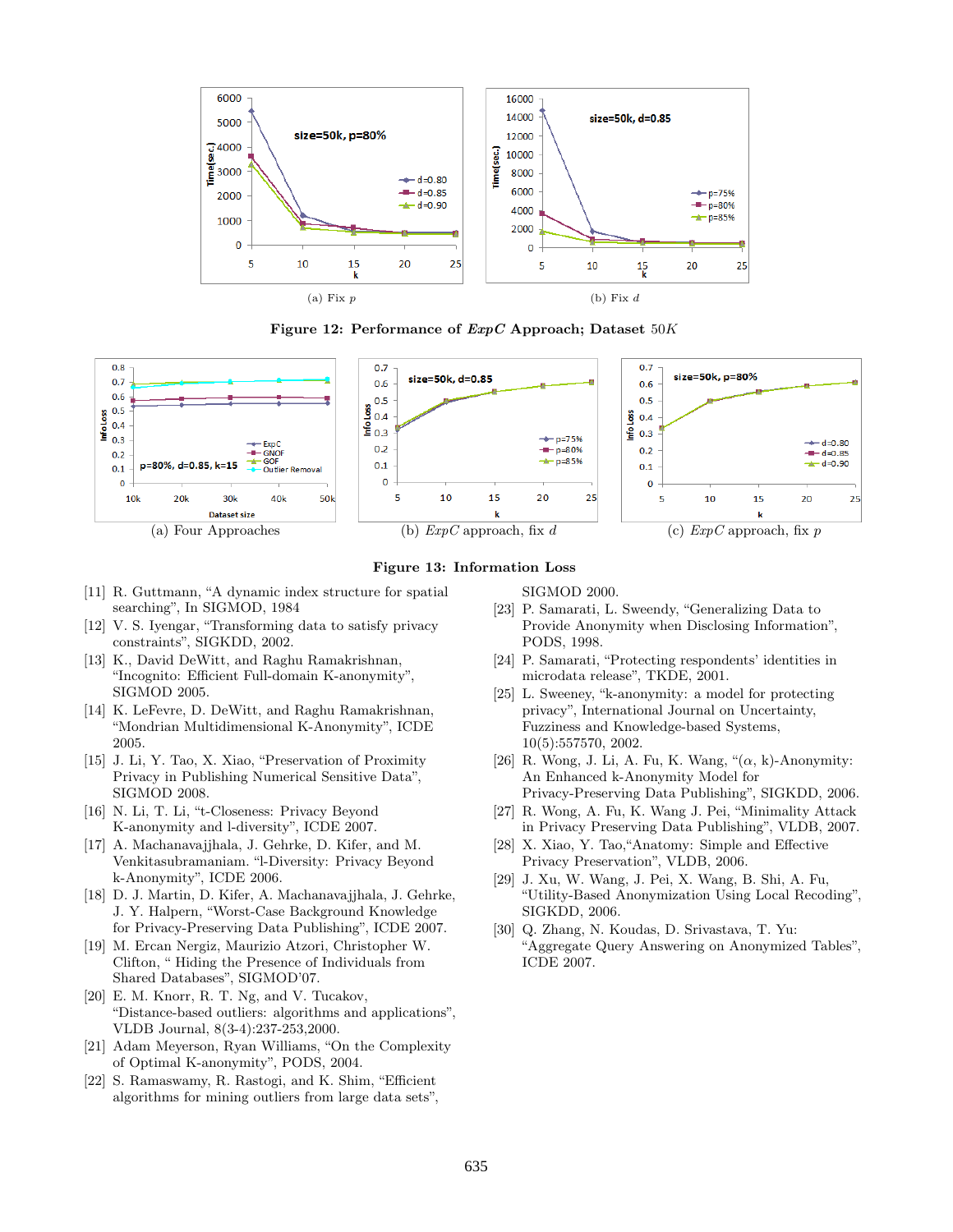6000
5000
4000
3000
2000
1000
0
Time(sec.)
size=50k, p=80%
d=0.80
d=0.85
d=0.90
5 10 15 20 25
k

(a) Fix $p$

16000
14000
12000
10000
8000
6000
4000
2000
0
Time(sec.)
size=50k, d=0.85
p=75%
p=80%
p=85%
5 10 15 20 25
k

(b) Fix $d$

**Figure 12: Performance of *ExpC* Approach; Dataset $50K$**

0.8
0.7
0.6
0.5
0.4
0.3
0.2
0.1
0
Info Loss
ExpC
GNOF
GOF
Outlier Removal
p=80%, d=0.85, k=15
10k 20k 30k 40k 50k
Dataset size

(a) Four Approaches

0.7
0.6
0.5
0.4
0.3
0.2
0.1
0
Info Loss
size=50k, d=0.85
p=75%
p=80%
p=85%
5 10 15 20 25
k

(b) *ExpC* approach, fix $d$

0.7
0.6
0.5
0.4
0.3
0.2
0.1
0
Info Loss
size=50k, p=80%
d=0.80
d=0.85
d=0.90
5 10 15 20 25
k

(c) *ExpC* approach, fix $p$

**Figure 13: Information Loss**

[11] R. Guttmann, "A dynamic index structure for spatial searching", In SIGMOD, 1984

[12] V. S. Iyengar, "Transforming data to satisfy privacy constraints", SIGKDD, 2002.

[13] K., David DeWitt, and Raghu Ramakrishnan, "Incognito: Efficient Full-domain K-anonymity", SIGMOD 2005.

[14] K. LeFevre, D. DeWitt, and Raghu Ramakrishnan, "Mondrian Multidimensional K-Anonymity", ICDE 2005.

[15] J. Li, Y. Tao, X. Xiao, "Preservation of Proximity Privacy in Publishing Numerical Sensitive Data", SIGMOD 2008.

[16] N. Li, T. Li, "t-Closeness: Privacy Beyond K-anonymity and l-diversity", ICDE 2007.

[17] A. Machanavajjhala, J. Gehrke, D. Kifer, and M. Venkitasubramaniam. "l-Diversity: Privacy Beyond k-Anonymity", ICDE 2006.

[18] D. J. Martin, D. Kifer, A. Machanavajjhala, J. Gehrke, J. Y. Halpern, "Worst-Case Background Knowledge for Privacy-Preserving Data Publishing", ICDE 2007.

[19] M. Ercan Nergiz, Maurizio Atzori, Christopher W. Clifton, " Hiding the Presence of Individuals from Shared Databases", SIGMOD'07.

[20] E. M. Knorr, R. T. Ng, and V. Tucakov, "Distance-based outliers: algorithms and applications", VLDB Journal, 8(3-4):237-253,2000.

[21] Adam Meyerson, Ryan Williams, "On the Complexity of Optimal K-anonymity", PODS, 2004.

[22] S. Ramaswamy, R. Rastogi, and K. Shim, "Efficient algorithms for mining outliers from large data sets", SIGMOD 2000.

[23] P. Samarati, L. Sweendy, "Generalizing Data to Provide Anonymity when Disclosing Information", PODS, 1998.

[24] P. Samarati, "Protecting respondents' identities in microdata release", TKDE, 2001.

[25] L. Sweeney, "k-anonymity: a model for protecting privacy", International Journal on Uncertainty, Fuzziness and Knowledge-based Systems, 10(5):557570, 2002.

[26] R. Wong, J. Li, A. Fu, K. Wang, "($\alpha$, k)-Anonymity: An Enhanced k-Anonymity Model for Privacy-Preserving Data Publishing", SIGKDD, 2006.

[27] R. Wong, A. Fu, K. Wang J. Pei, "Minimality Attack in Privacy Preserving Data Publishing", VLDB, 2007.

[28] X. Xiao, Y. Tao,"Anatomy: Simple and Effective Privacy Preservation", VLDB, 2006.

[29] J. Xu, W. Wang, J. Pei, X. Wang, B. Shi, A. Fu, "Utility-Based Anonymization Using Local Recoding", SIGKDD, 2006.

[30] Q. Zhang, N. Koudas, D. Srivastava, T. Yu: "Aggregate Query Answering on Anonymized Tables", ICDE 2007.